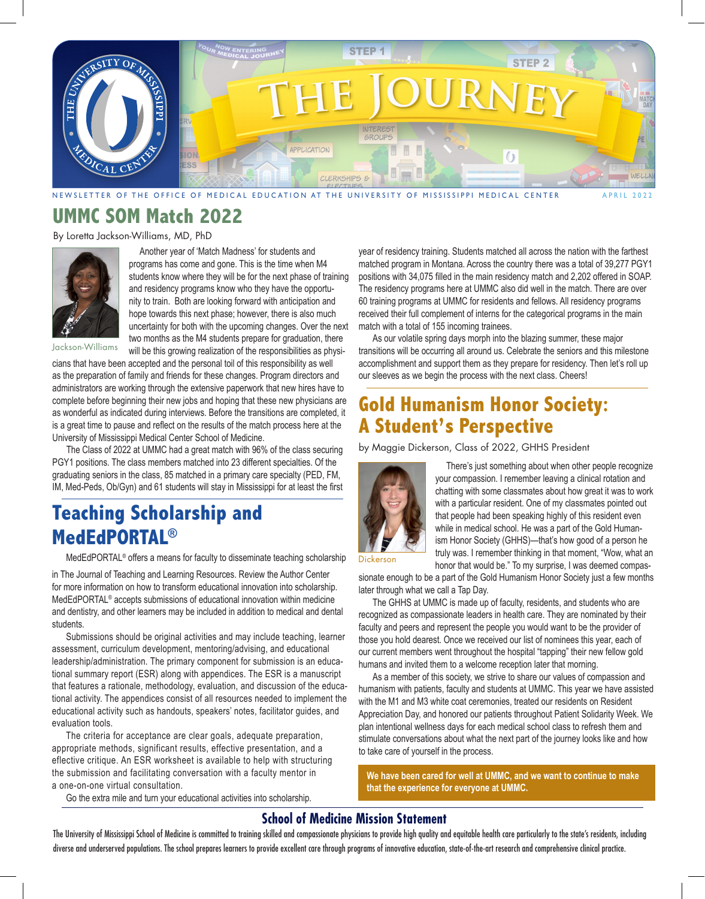# THE JOURNEY

NEWSLETTER OF THE OFFICE OF MEDICAL EDUCATION AT THE UNIVERSITY OF MISSISSIPPI MEDICAL CENTER — APRIL 2022

## UMMC SOM Match 2022

By Loretta Jackson-Williams, MD, PhD

Jackson-Williams

Another year of 'Match Madness' for students and programs has come and gone. This is the time when M4 students know where they will be for the next phase of training and residency programs know who they have the opportunity to train. Both are looking forward with anticipation and hope towards this next phase; however, there is also much uncertainty for both with the upcoming changes. Over the next two months as the M4 students prepare for graduation, there will be this growing realization of the responsibilities as physicians that have been accepted and the personal toil of this responsibility as well as the preparation of family and friends for these changes. Program directors and administrators are working through the extensive paperwork that new hires have to complete before beginning their new jobs and hoping that these new physicians are as wonderful as indicated during interviews. Before the transitions are completed, it is a great time to pause and reflect on the results of the match process here at the University of Mississippi Medical Center School of Medicine.

The Class of 2022 at UMMC had a great match with 96% of the class securing PGY1 positions. The class members matched into 23 different specialties. Of the graduating seniors in the class, 85 matched in a primary care specialty (PED, FM, IM, Med-Peds, Ob/Gyn) and 61 students will stay in Mississippi for at least the first year of residency training. Students matched all across the nation with the farthest matched program in Montana. Across the country there was a total of 39,277 PGY1 positions with 34,075 filled in the main residency match and 2,202 offered in SOAP. The residency programs here at UMMC also did well in the match. There are over 60 training programs at UMMC for residents and fellows. All residency programs received their full complement of interns for the categorical programs in the main match with a total of 155 incoming trainees.

As our volatile spring days morph into the blazing summer, these major transitions will be occurring all around us. Celebrate the seniors and this milestone accomplishment and support them as they prepare for residency. Then let's roll up our sleeves as we begin the process with the next class. Cheers!

## Teaching Scholarship and MedEdPORTAL®

MedEdPORTAL® offers a means for faculty to disseminate teaching scholarship in The Journal of Teaching and Learning Resources. Review the Author Center for more information on how to transform educational innovation into scholarship. MedEdPORTAL® accepts submissions of educational innovation within medicine and dentistry, and other learners may be included in addition to medical and dental students.

Submissions should be original activities and may include teaching, learner assessment, curriculum development, mentoring/advising, and educational leadership/administration. The primary component for submission is an educational summary report (ESR) along with appendices. The ESR is a manuscript that features a rationale, methodology, evaluation, and discussion of the educational activity. The appendices consist of all resources needed to implement the educational activity such as handouts, speakers' notes, facilitator guides, and evaluation tools.

The criteria for acceptance are clear goals, adequate preparation, appropriate methods, significant results, effective presentation, and a effective critique. An ESR worksheet is available to help with structuring the submission and facilitating conversation with a faculty mentor in a one-on-one virtual consultation.

Go the extra mile and turn your educational activities into scholarship.

## Gold Humanism Honor Society: A Student's Perspective

by Maggie Dickerson, Class of 2022, GHHS President

Dickerson

There's just something about when other people recognize your compassion. I remember leaving a clinical rotation and chatting with some classmates about how great it was to work with a particular resident. One of my classmates pointed out that people had been speaking highly of this resident even while in medical school. He was a part of the Gold Humanism Honor Society (GHHS)—that's how good of a person he truly was. I remember thinking in that moment, "Wow, what an honor that would be." To my surprise, I was deemed compassionate enough to be a part of the Gold Humanism Honor Society just a few months later through what we call a Tap Day.

The GHHS at UMMC is made up of faculty, residents, and students who are recognized as compassionate leaders in health care. They are nominated by their faculty and peers and represent the people you would want to be the provider of those you hold dearest. Once we received our list of nominees this year, each of our current members went throughout the hospital "tapping" their new fellow gold humans and invited them to a welcome reception later that morning.

As a member of this society, we strive to share our values of compassion and humanism with patients, faculty and students at UMMC. This year we have assisted with the M1 and M3 white coat ceremonies, treated our residents on Resident Appreciation Day, and honored our patients throughout Patient Solidarity Week. We plan intentional wellness days for each medical school class to refresh them and stimulate conversations about what the next part of the journey looks like and how to take care of yourself in the process.

**We have been cared for well at UMMC, and we want to continue to make that the experience for everyone at UMMC.**

### School of Medicine Mission Statement

The University of Mississippi School of Medicine is committed to training skilled and compassionate physicians to provide high quality and equitable health care particularly to the state's residents, including diverse and underserved populations. The school prepares learners to provide excellent care through programs of innovative education, state-of-the-art research and comprehensive clinical practice.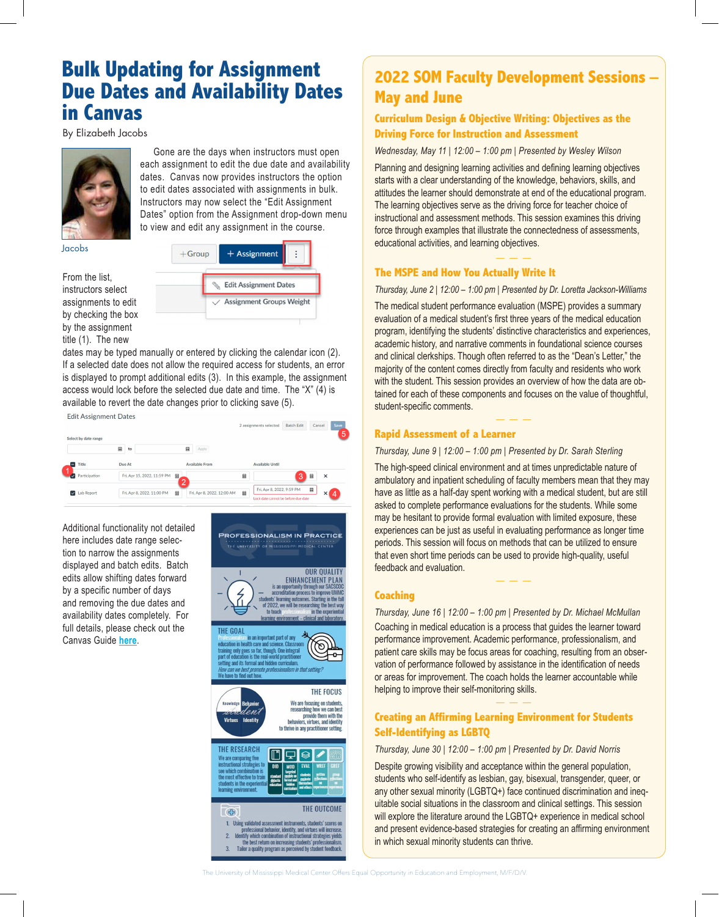# Bulk Updating for Assignment Due Dates and Availability Dates in Canvas

By Elizabeth Jacobs

Jacobs

Gone are the days when instructors must open each assignment to edit the due date and availability dates. Canvas now provides instructors the option to edit dates associated with assignments in bulk. Instructors may now select the "Edit Assignment Dates" option from the Assignment drop-down menu to view and edit any assignment in the course.

From the list, instructors select assignments to edit by checking the box by the assignment title (1). The new dates may be typed manually or entered by clicking the calendar icon (2). If a selected date does not allow the required access for students, an error is displayed to prompt additional edits (3). In this example, the assignment access would lock before the selected due date and time. The "X" (4) is available to revert the date changes prior to clicking save (5).

Additional functionality not detailed here includes date range selection to narrow the assignments displayed and batch edits. Batch edits allow shifting dates forward by a specific number of days and removing the due dates and availability dates completely. For full details, please check out the Canvas Guide here.

## 2022 SOM Faculty Development Sessions – May and June

### Curriculum Design & Objective Writing: Objectives as the Driving Force for Instruction and Assessment

*Wednesday, May 11 | 12:00 – 1:00 pm | Presented by Wesley Wilson*

Planning and designing learning activities and defining learning objectives starts with a clear understanding of the knowledge, behaviors, skills, and attitudes the learner should demonstrate at end of the educational program. The learning objectives serve as the driving force for teacher choice of instructional and assessment methods. This session examines this driving force through examples that illustrate the connectedness of assessments, educational activities, and learning objectives.

### The MSPE and How You Actually Write It

*Thursday, June 2 | 12:00 – 1:00 pm | Presented by Dr. Loretta Jackson-Williams*

The medical student performance evaluation (MSPE) provides a summary evaluation of a medical student's first three years of the medical education program, identifying the students' distinctive characteristics and experiences, academic history, and narrative comments in foundational science courses and clinical clerkships. Though often referred to as the "Dean's Letter," the majority of the content comes directly from faculty and residents who work with the student. This session provides an overview of how the data are obtained for each of these components and focuses on the value of thoughtful, student-specific comments.

### Rapid Assessment of a Learner

*Thursday, June 9 | 12:00 – 1:00 pm | Presented by Dr. Sarah Sterling*

The high-speed clinical environment and at times unpredictable nature of ambulatory and inpatient scheduling of faculty members mean that they may have as little as a half-day spent working with a medical student, but are still asked to complete performance evaluations for the students. While some may be hesitant to provide formal evaluation with limited exposure, these experiences can be just as useful in evaluating performance as longer time periods. This session will focus on methods that can be utilized to ensure that even short time periods can be used to provide high-quality, useful feedback and evaluation.

### Coaching

*Thursday, June 16 | 12:00 – 1:00 pm | Presented by Dr. Michael McMullan*

Coaching in medical education is a process that guides the learner toward performance improvement. Academic performance, professionalism, and patient care skills may be focus areas for coaching, resulting from an observation of performance followed by assistance in the identification of needs or areas for improvement. The coach holds the learner accountable while helping to improve their self-monitoring skills.

### Creating an Affirming Learning Environment for Students Self-Identifying as LGBTQ

*Thursday, June 30 | 12:00 – 1:00 pm | Presented by Dr. David Norris*

Despite growing visibility and acceptance within the general population, students who self-identify as lesbian, gay, bisexual, transgender, queer, or any other sexual minority (LGBTQ+) face continued discrimination and inequitable social situations in the classroom and clinical settings. This session will explore the literature around the LGBTQ+ experience in medical school and present evidence-based strategies for creating an affirming environment in which sexual minority students can thrive.

The University of Mississippi Medical Center Offers Equal Opportunity in Education and Employment, M/F/D/V.